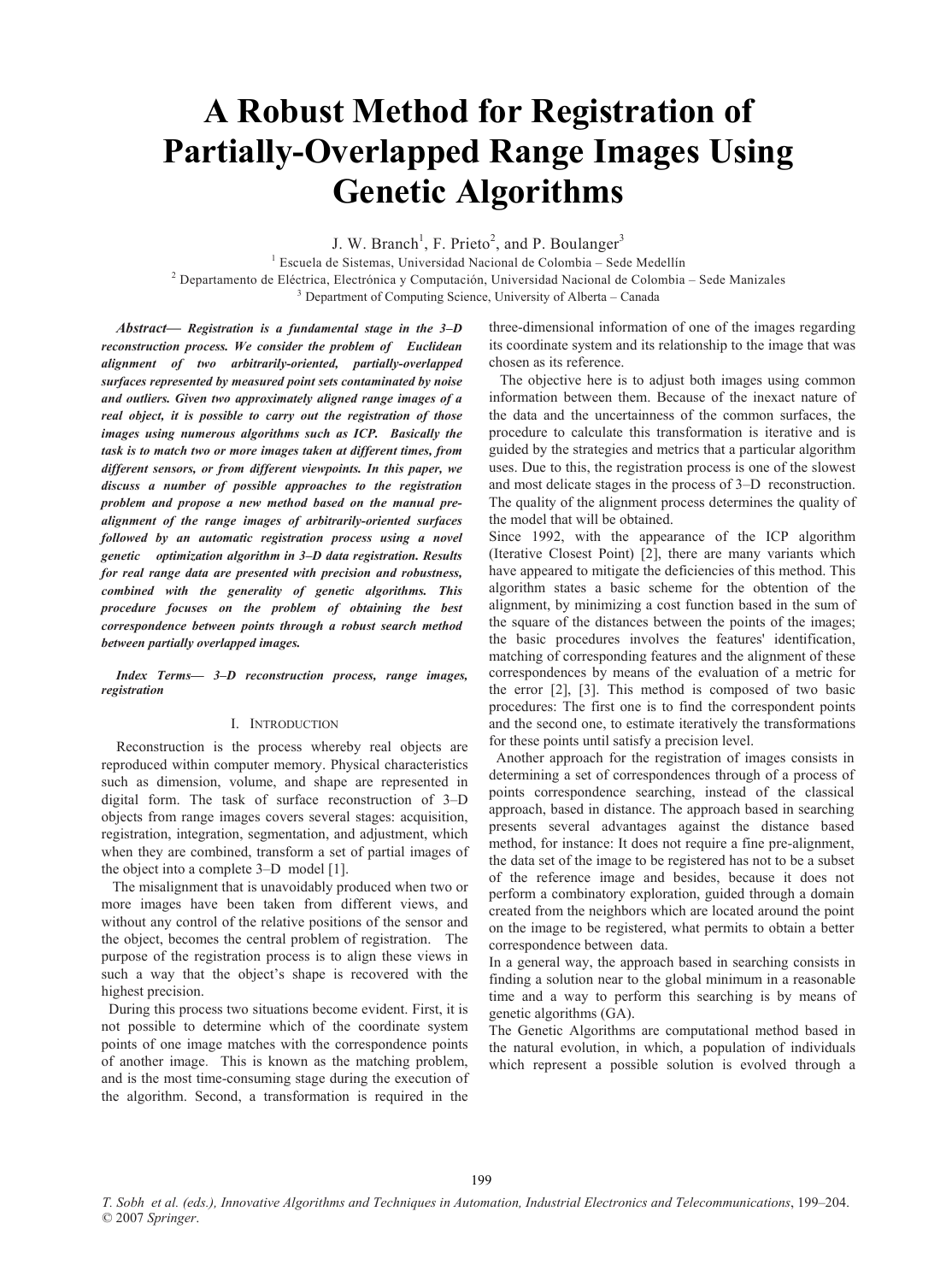# A Robust Method for Registration of Partially-Overlapped Range Images Using Genetic Algorithms

J. W. Branch[1], F. Prieto[2], and P. Boulanger[3]

[1] Escuela de Sistemas, Universidad Nacional de Colombia – Sede Medellín

[2] Departamento de Eléctrica, Electrónica y Computación, Universidad Nacional de Colombia – Sede Manizales

[3] Department of Computing Science, University of Alberta – Canada

***Abstract*— *Registration is a fundamental stage in the 3–D reconstruction process. We consider the problem of Euclidean alignment of two arbitrarily-oriented, partially-overlapped surfaces represented by measured point sets contaminated by noise and outliers. Given two approximately aligned range images of a real object, it is possible to carry out the registration of those images using numerous algorithms such as ICP. Basically the task is to match two or more images taken at different times, from different sensors, or from different viewpoints. In this paper, we discuss a number of possible approaches to the registration problem and propose a new method based on the manual pre-alignment of the range images of arbitrarily-oriented surfaces followed by an automatic registration process using a novel genetic optimization algorithm in 3–D data registration. Results for real range data are presented with precision and robustness, combined with the generality of genetic algorithms. This procedure focuses on the problem of obtaining the best correspondence between points through a robust search method between partially overlapped images.***

***Index Terms*— *3–D reconstruction process, range images, registration***

## I. Introduction

Reconstruction is the process whereby real objects are reproduced within computer memory. Physical characteristics such as dimension, volume, and shape are represented in digital form. The task of surface reconstruction of 3–D objects from range images covers several stages: acquisition, registration, integration, segmentation, and adjustment, which when they are combined, transform a set of partial images of the object into a complete 3–D model [1].

The misalignment that is unavoidably produced when two or more images have been taken from different views, and without any control of the relative positions of the sensor and the object, becomes the central problem of registration. The purpose of the registration process is to align these views in such a way that the object's shape is recovered with the highest precision.

During this process two situations become evident. First, it is not possible to determine which of the coordinate system points of one image matches with the correspondence points of another image. This is known as the matching problem, and is the most time-consuming stage during the execution of the algorithm. Second, a transformation is required in the three-dimensional information of one of the images regarding its coordinate system and its relationship to the image that was chosen as its reference.

The objective here is to adjust both images using common information between them. Because of the inexact nature of the data and the uncertainness of the common surfaces, the procedure to calculate this transformation is iterative and is guided by the strategies and metrics that a particular algorithm uses. Due to this, the registration process is one of the slowest and most delicate stages in the process of 3–D reconstruction. The quality of the alignment process determines the quality of the model that will be obtained.

Since 1992, with the appearance of the ICP algorithm (Iterative Closest Point) [2], there are many variants which have appeared to mitigate the deficiencies of this method. This algorithm states a basic scheme for the obtention of the alignment, by minimizing a cost function based in the sum of the square of the distances between the points of the images; the basic procedures involves the features' identification, matching of corresponding features and the alignment of these correspondences by means of the evaluation of a metric for the error [2], [3]. This method is composed of two basic procedures: The first one is to find the correspondent points and the second one, to estimate iteratively the transformations for these points until satisfy a precision level.

Another approach for the registration of images consists in determining a set of correspondences through of a process of points correspondence searching, instead of the classical approach, based in distance. The approach based in searching presents several advantages against the distance based method, for instance: It does not require a fine pre-alignment, the data set of the image to be registered has not to be a subset of the reference image and besides, because it does not perform a combinatory exploration, guided through a domain created from the neighbors which are located around the point on the image to be registered, what permits to obtain a better correspondence between data.

In a general way, the approach based in searching consists in finding a solution near to the global minimum in a reasonable time and a way to perform this searching is by means of genetic algorithms (GA).

The Genetic Algorithms are computational method based in the natural evolution, in which, a population of individuals which represent a possible solution is evolved through a

T. Sobh et al. (eds.), Innovative Algorithms and Techniques in Automation, Industrial Electronics and Telecommunications, 199–204.
© 2007 Springer.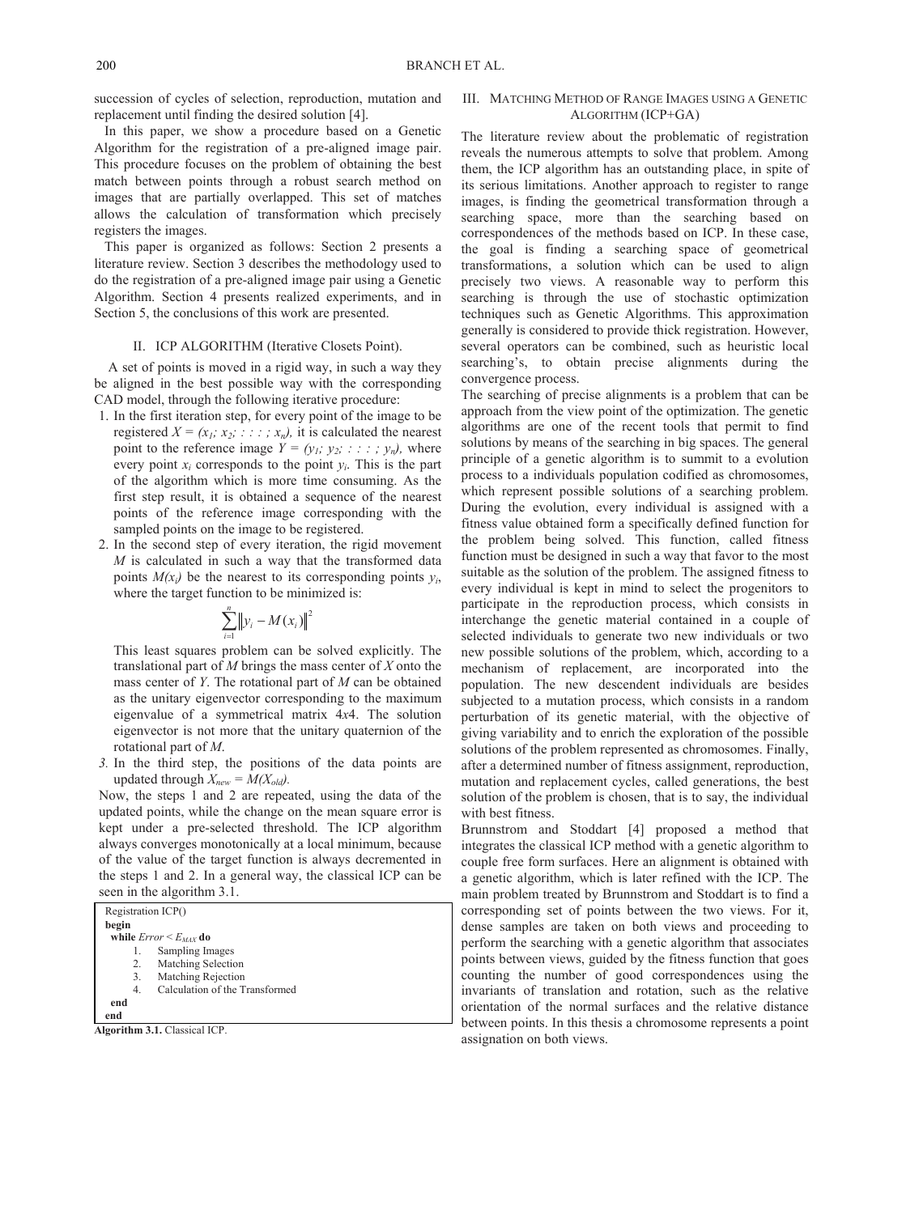succession of cycles of selection, reproduction, mutation and replacement until finding the desired solution [4].

In this paper, we show a procedure based on a Genetic Algorithm for the registration of a pre-aligned image pair. This procedure focuses on the problem of obtaining the best match between points through a robust search method on images that are partially overlapped. This set of matches allows the calculation of transformation which precisely registers the images.

This paper is organized as follows: Section 2 presents a literature review. Section 3 describes the methodology used to do the registration of a pre-aligned image pair using a Genetic Algorithm. Section 4 presents realized experiments, and in Section 5, the conclusions of this work are presented.

## II. ICP ALGORITHM (Iterative Closets Point).

A set of points is moved in a rigid way, in such a way they be aligned in the best possible way with the corresponding CAD model, through the following iterative procedure:

1. In the first iteration step, for every point of the image to be registered $X = (x_1; x_2; : : : ; x_n)$, it is calculated the nearest point to the reference image $Y = (y_1; y_2; : : : ; y_n)$, where every point $x_i$ corresponds to the point $y_i$. This is the part of the algorithm which is more time consuming. As the first step result, it is obtained a sequence of the nearest points of the reference image corresponding with the sampled points on the image to be registered.
2. In the second step of every iteration, the rigid movement $M$ is calculated in such a way that the transformed data points $M(x_i)$ be the nearest to its corresponding points $y_i$, where the target function to be minimized is:

$$\sum_{i=1}^{n} \left\| y_i - M(x_i) \right\|^2$$

This least squares problem can be solved explicitly. The translational part of $M$ brings the mass center of $X$ onto the mass center of $Y$. The rotational part of $M$ can be obtained as the unitary eigenvector corresponding to the maximum eigenvalue of a symmetrical matrix $4x4$. The solution eigenvector is not more that the unitary quaternion of the rotational part of $M$.

3. In the third step, the positions of the data points are updated through $X_{new} = M(X_{old})$.

Now, the steps 1 and 2 are repeated, using the data of the updated points, while the change on the mean square error is kept under a pre-selected threshold. The ICP algorithm always converges monotonically at a local minimum, because of the value of the target function is always decremented in the steps 1 and 2. In a general way, the classical ICP can be seen in the algorithm 3.1.

```
Registration ICP()
begin
  while Error < E_MAX do
    1.  Sampling Images
    2.  Matching Selection
    3.  Matching Rejection
    4.  Calculation of the Transformed
  end
end
```

**Algorithm 3.1.** Classical ICP.

## III. MATCHING METHOD OF RANGE IMAGES USING A GENETIC ALGORITHM (ICP+GA)

The literature review about the problematic of registration reveals the numerous attempts to solve that problem. Among them, the ICP algorithm has an outstanding place, in spite of its serious limitations. Another approach to register to range images, is finding the geometrical transformation through a searching space, more than the searching based on correspondences of the methods based on ICP. In these case, the goal is finding a searching space of geometrical transformations, a solution which can be used to align precisely two views. A reasonable way to perform this searching is through the use of stochastic optimization techniques such as Genetic Algorithms. This approximation generally is considered to provide thick registration. However, several operators can be combined, such as heuristic local searching's, to obtain precise alignments during the convergence process.

The searching of precise alignments is a problem that can be approach from the view point of the optimization. The genetic algorithms are one of the recent tools that permit to find solutions by means of the searching in big spaces. The general principle of a genetic algorithm is to summit to a evolution process to a individuals population codified as chromosomes, which represent possible solutions of a searching problem. During the evolution, every individual is assigned with a fitness value obtained form a specifically defined function for the problem being solved. This function, called fitness function must be designed in such a way that favor to the most suitable as the solution of the problem. The assigned fitness to every individual is kept in mind to select the progenitors to participate in the reproduction process, which consists in interchange the genetic material contained in a couple of selected individuals to generate two new individuals or two new possible solutions of the problem, which, according to a mechanism of replacement, are incorporated into the population. The new descendent individuals are besides subjected to a mutation process, which consists in a random perturbation of its genetic material, with the objective of giving variability and to enrich the exploration of the possible solutions of the problem represented as chromosomes. Finally, after a determined number of fitness assignment, reproduction, mutation and replacement cycles, called generations, the best solution of the problem is chosen, that is to say, the individual with best fitness.

Brunnstrom and Stoddart [4] proposed a method that integrates the classical ICP method with a genetic algorithm to couple free form surfaces. Here an alignment is obtained with a genetic algorithm, which is later refined with the ICP. The main problem treated by Brunnstrom and Stoddart is to find a corresponding set of points between the two views. For it, dense samples are taken on both views and proceeding to perform the searching with a genetic algorithm that associates points between views, guided by the fitness function that goes counting the number of good correspondences using the invariants of translation and rotation, such as the relative orientation of the normal surfaces and the relative distance between points. In this thesis a chromosome represents a point assignation on both views.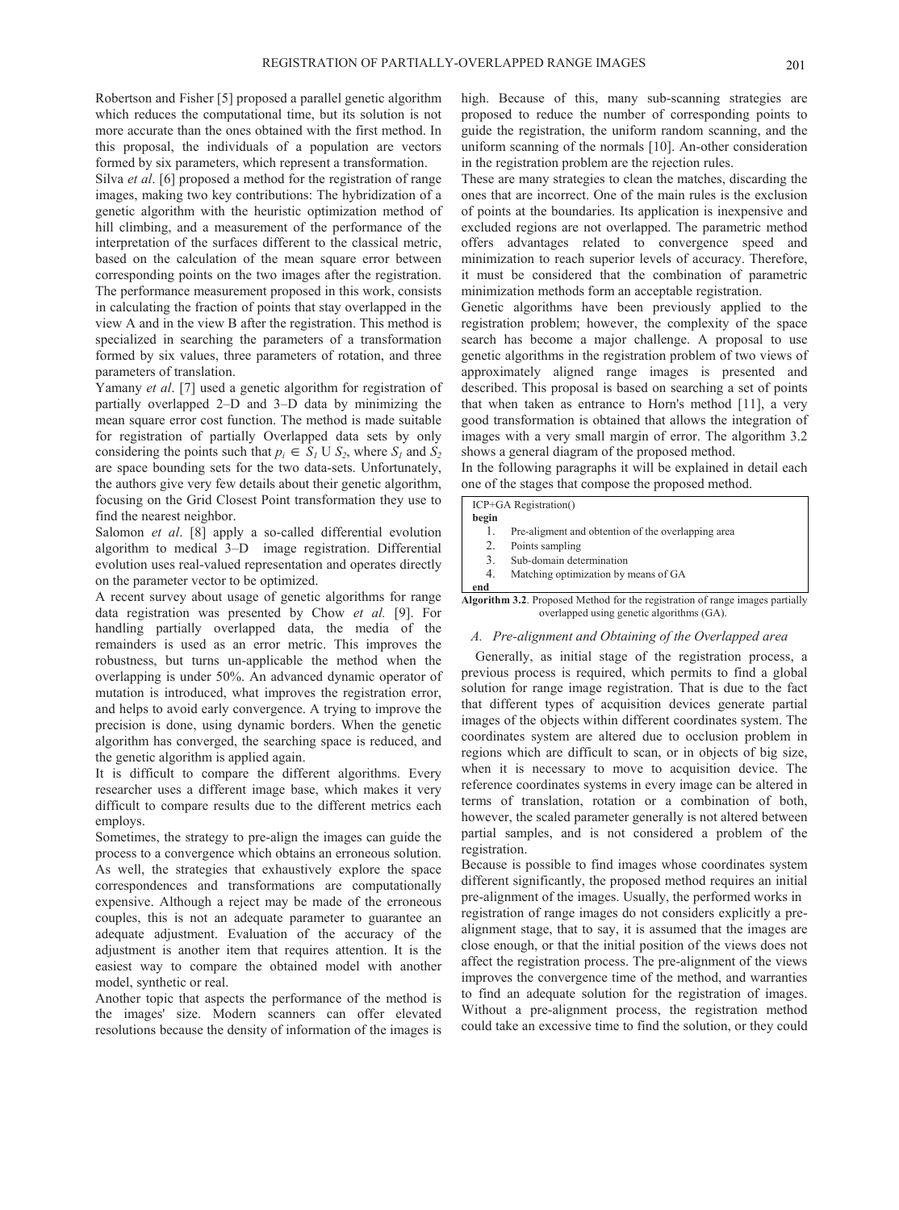Robertson and Fisher [5] proposed a parallel genetic algorithm which reduces the computational time, but its solution is not more accurate than the ones obtained with the first method. In this proposal, the individuals of a population are vectors formed by six parameters, which represent a transformation.

Silva *et al*. [6] proposed a method for the registration of range images, making two key contributions: The hybridization of a genetic algorithm with the heuristic optimization method of hill climbing, and a measurement of the performance of the interpretation of the surfaces different to the classical metric, based on the calculation of the mean square error between corresponding points on the two images after the registration. The performance measurement proposed in this work, consists in calculating the fraction of points that stay overlapped in the view A and in the view B after the registration. This method is specialized in searching the parameters of a transformation formed by six values, three parameters of rotation, and three parameters of translation.

Yamany *et al*. [7] used a genetic algorithm for registration of partially overlapped 2–D and 3–D data by minimizing the mean square error cost function. The method is made suitable for registration of partially Overlapped data sets by only considering the points such that $p_i \in S_1 \cup S_2$, where $S_1$ and $S_2$ are space bounding sets for the two data-sets. Unfortunately, the authors give very few details about their genetic algorithm, focusing on the Grid Closest Point transformation they use to find the nearest neighbor.

Salomon *et al*. [8] apply a so-called differential evolution algorithm to medical 3–D image registration. Differential evolution uses real-valued representation and operates directly on the parameter vector to be optimized.

A recent survey about usage of genetic algorithms for range data registration was presented by Chow *et al.* [9]. For handling partially overlapped data, the media of the remainders is used as an error metric. This improves the robustness, but turns un-applicable the method when the overlapping is under 50%. An advanced dynamic operator of mutation is introduced, what improves the registration error, and helps to avoid early convergence. A trying to improve the precision is done, using dynamic borders. When the genetic algorithm has converged, the searching space is reduced, and the genetic algorithm is applied again.

It is difficult to compare the different algorithms. Every researcher uses a different image base, which makes it very difficult to compare results due to the different metrics each employs.

Sometimes, the strategy to pre-align the images can guide the process to a convergence which obtains an erroneous solution. As well, the strategies that exhaustively explore the space correspondences and transformations are computationally expensive. Although a reject may be made of the erroneous couples, this is not an adequate parameter to guarantee an adequate adjustment. Evaluation of the accuracy of the adjustment is another item that requires attention. It is the easiest way to compare the obtained model with another model, synthetic or real.

Another topic that aspects the performance of the method is the images' size. Modern scanners can offer elevated resolutions because the density of information of the images is high. Because of this, many sub-scanning strategies are proposed to reduce the number of corresponding points to guide the registration, the uniform random scanning, and the uniform scanning of the normals [10]. An-other consideration in the registration problem are the rejection rules.

These are many strategies to clean the matches, discarding the ones that are incorrect. One of the main rules is the exclusion of points at the boundaries. Its application is inexpensive and excluded regions are not overlapped. The parametric method offers advantages related to convergence speed and minimization to reach superior levels of accuracy. Therefore, it must be considered that the combination of parametric minimization methods form an acceptable registration.

Genetic algorithms have been previously applied to the registration problem; however, the complexity of the space search has become a major challenge. A proposal to use genetic algorithms in the registration problem of two views of approximately aligned range images is presented and described. This proposal is based on searching a set of points that when taken as entrance to Horn's method [11], a very good transformation is obtained that allows the integration of images with a very small margin of error. The algorithm 3.2 shows a general diagram of the proposed method.

In the following paragraphs it will be explained in detail each one of the stages that compose the proposed method.

```
ICP+GA Registration()
begin
   1.  Pre-aligment and obtention of the overlapping area
   2.  Points sampling
   3.  Sub-domain determination
   4.  Matching optimization by means of GA
end
```

**Algorithm 3.2**. Proposed Method for the registration of range images partially overlapped using genetic algorithms (GA).

### *A. Pre-alignment and Obtaining of the Overlapped area*

Generally, as initial stage of the registration process, a previous process is required, which permits to find a global solution for range image registration. That is due to the fact that different types of acquisition devices generate partial images of the objects within different coordinates system. The coordinates system are altered due to occlusion problem in regions which are difficult to scan, or in objects of big size, when it is necessary to move to acquisition device. The reference coordinates systems in every image can be altered in terms of translation, rotation or a combination of both, however, the scaled parameter generally is not altered between partial samples, and is not considered a problem of the registration.

Because is possible to find images whose coordinates system different significantly, the proposed method requires an initial pre-alignment of the images. Usually, the performed works in registration of range images do not considers explicitly a pre-alignment stage, that to say, it is assumed that the images are close enough, or that the initial position of the views does not affect the registration process. The pre-alignment of the views improves the convergence time of the method, and warranties to find an adequate solution for the registration of images. Without a pre-alignment process, the registration method could take an excessive time to find the solution, or they could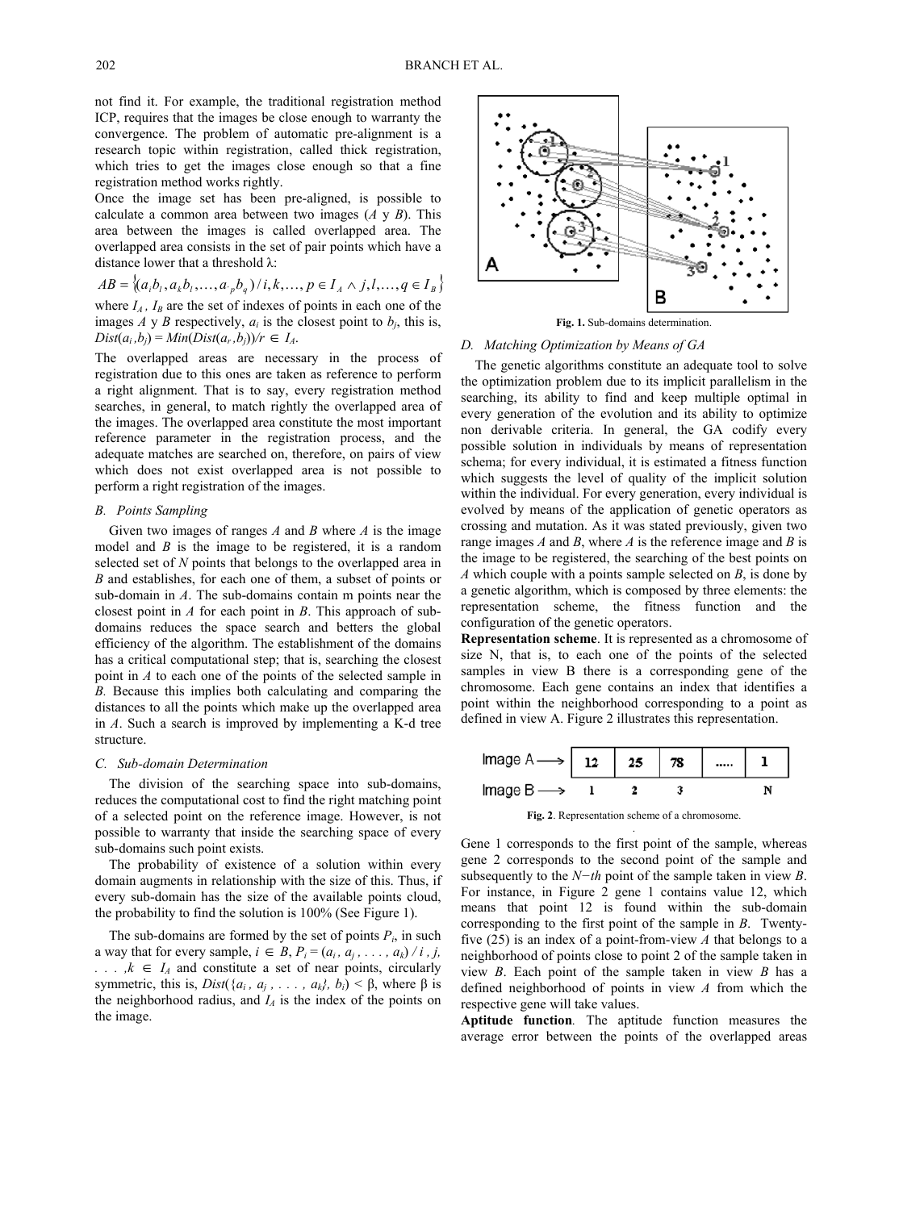not find it. For example, the traditional registration method ICP, requires that the images be close enough to warranty the convergence. The problem of automatic pre-alignment is a research topic within registration, called thick registration, which tries to get the images close enough so that a fine registration method works rightly.

Once the image set has been pre-aligned, is possible to calculate a common area between two images ($A$ y $B$). This area between the images is called overlapped area. The overlapped area consists in the set of pair points which have a distance lower that a threshold λ:

$$AB = \{(a_i b_l, a_k b_l, \ldots, a_p b_q) / i, k, \ldots, p \in I_A \wedge j, l, \ldots, q \in I_B\}$$

where $I_A$, $I_B$ are the set of indexes of points in each one of the images $A$ y $B$ respectively, $a_i$ is the closest point to $b_j$, this is, $Dist(a_i, b_j) = Min(Dist(a_r, b_j)) / r \in I_A$.

The overlapped areas are necessary in the process of registration due to this ones are taken as reference to perform a right alignment. That is to say, every registration method searches, in general, to match rightly the overlapped area of the images. The overlapped area constitute the most important reference parameter in the registration process, and the adequate matches are searched on, therefore, on pairs of view which does not exist overlapped area is not possible to perform a right registration of the images.

### B. Points Sampling

Given two images of ranges $A$ and $B$ where $A$ is the image model and $B$ is the image to be registered, it is a random selected set of $N$ points that belongs to the overlapped area in $B$ and establishes, for each one of them, a subset of points or sub-domain in $A$. The sub-domains contain m points near the closest point in $A$ for each point in $B$. This approach of sub-domains reduces the space search and betters the global efficiency of the algorithm. The establishment of the domains has a critical computational step; that is, searching the closest point in $A$ to each one of the points of the selected sample in $B$. Because this implies both calculating and comparing the distances to all the points which make up the overlapped area in $A$. Such a search is improved by implementing a K-d tree structure.

### C. Sub-domain Determination

The division of the searching space into sub-domains, reduces the computational cost to find the right matching point of a selected point on the reference image. However, is not possible to warranty that inside the searching space of every sub-domains such point exists.

The probability of existence of a solution within every domain augments in relationship with the size of this. Thus, if every sub-domain has the size of the available points cloud, the probability to find the solution is 100% (See Figure 1).

The sub-domains are formed by the set of points $P_i$, in such a way that for every sample, $i \in B$, $P_i = (a_i, a_j, \ldots, a_k) / i, j, \ldots, k \in I_A$ and constitute a set of near points, circularly symmetric, this is, $Dist(\{a_i, a_j, \ldots, a_k\}, b_i) < \beta$, where β is the neighborhood radius, and $I_A$ is the index of the points on the image.

**Fig. 1.** Sub-domains determination.

### D. Matching Optimization by Means of GA

The genetic algorithms constitute an adequate tool to solve the optimization problem due to its implicit parallelism in the searching, its ability to find and keep multiple optimal in every generation of the evolution and its ability to optimize non derivable criteria. In general, the GA codify every possible solution in individuals by means of representation schema; for every individual, it is estimated a fitness function which suggests the level of quality of the implicit solution within the individual. For every generation, every individual is evolved by means of the application of genetic operators as crossing and mutation. As it was stated previously, given two range images $A$ and $B$, where $A$ is the reference image and $B$ is the image to be registered, the searching of the best points on $A$ which couple with a points sample selected on $B$, is done by a genetic algorithm, which is composed by three elements: the representation scheme, the fitness function and the configuration of the genetic operators.

**Representation scheme**. It is represented as a chromosome of size N, that is, to each one of the points of the selected samples in view B there is a corresponding gene of the chromosome. Each gene contains an index that identifies a point within the neighborhood corresponding to a point as defined in view A. Figure 2 illustrates this representation.

| Image A ⟶ | 12 | 25 | 78 | ..... | 1 |
|---|---|---|---|---|---|
| Image B ⟶ | 1 | 2 | 3 | | N |

**Fig. 2**. Representation scheme of a chromosome.

Gene 1 corresponds to the first point of the sample, whereas gene 2 corresponds to the second point of the sample and subsequently to the $N-th$ point of the sample taken in view $B$. For instance, in Figure 2 gene 1 contains value 12, which means that point 12 is found within the sub-domain corresponding to the first point of the sample in B. Twenty-five (25) is an index of a point-from-view $A$ that belongs to a neighborhood of points close to point 2 of the sample taken in view $B$. Each point of the sample taken in view $B$ has a defined neighborhood of points in view $A$ from which the respective gene will take values.

**Aptitude function**. The aptitude function measures the average error between the points of the overlapped areas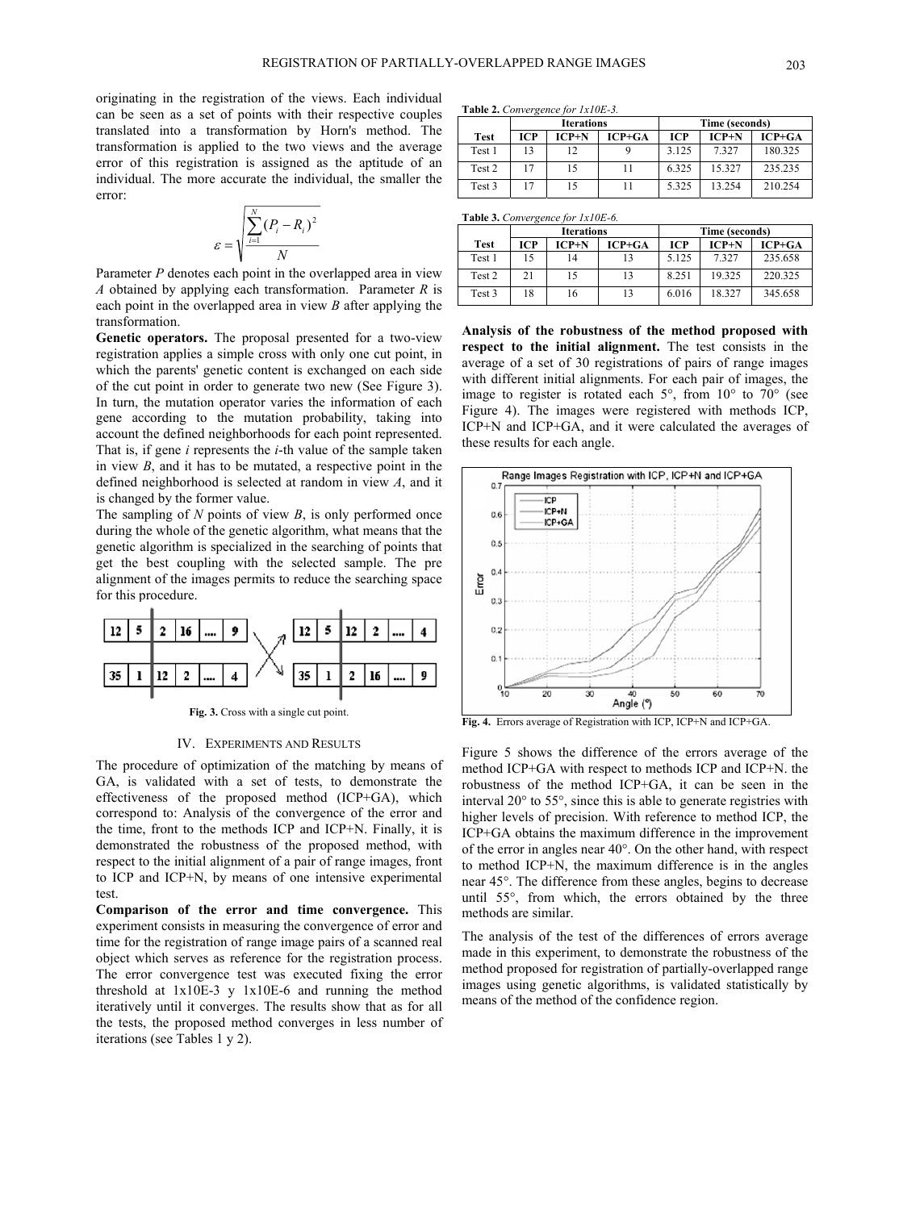originating in the registration of the views. Each individual can be seen as a set of points with their respective couples translated into a transformation by Horn's method. The transformation is applied to the two views and the average error of this registration is assigned as the aptitude of an individual. The more accurate the individual, the smaller the error:

$$\varepsilon = \sqrt{\frac{\sum_{i=1}^{N}(P_i - R_i)^2}{N}}$$

Parameter $P$ denotes each point in the overlapped area in view $A$ obtained by applying each transformation. Parameter $R$ is each point in the overlapped area in view $B$ after applying the transformation.

**Genetic operators.** The proposal presented for a two-view registration applies a simple cross with only one cut point, in which the parents' genetic content is exchanged on each side of the cut point in order to generate two new (See Figure 3). In turn, the mutation operator varies the information of each gene according to the mutation probability, taking into account the defined neighborhoods for each point represented. That is, if gene $i$ represents the $i$-th value of the sample taken in view $B$, and it has to be mutated, a respective point in the defined neighborhood is selected at random in view $A$, and it is changed by the former value.

The sampling of $N$ points of view $B$, is only performed once during the whole of the genetic algorithm, what means that the genetic algorithm is specialized in the searching of points that get the best coupling with the selected sample. The pre alignment of the images permits to reduce the searching space for this procedure.

| 12 | 5 | 2 | 16 | .... | 9 |
|---|---|---|---|---|---|
| 35 | 1 | 12 | 2 | .... | 4 |

| 12 | 5 | 12 | 2 | .... | 4 |
|---|---|---|---|---|---|
| 35 | 1 | 2 | 16 | .... | 9 |

**Fig. 3.** Cross with a single cut point.

## IV. Experiments and Results

The procedure of optimization of the matching by means of GA, is validated with a set of tests, to demonstrate the effectiveness of the proposed method (ICP+GA), which correspond to: Analysis of the convergence of the error and the time, front to the methods ICP and ICP+N. Finally, it is demonstrated the robustness of the proposed method, with respect to the initial alignment of a pair of range images, front to ICP and ICP+N, by means of one intensive experimental test.

**Comparison of the error and time convergence.** This experiment consists in measuring the convergence of error and time for the registration of range image pairs of a scanned real object which serves as reference for the registration process. The error convergence test was executed fixing the error threshold at 1x10E-3 y 1x10E-6 and running the method iteratively until it converges. The results show that as for all the tests, the proposed method converges in less number of iterations (see Tables 1 y 2).

**Table 2.** *Convergence for 1x10E-3.*

| Test | Iterations | | | Time (seconds) | | |
|---|---|---|---|---|---|---|
| | ICP | ICP+N | ICP+GA | ICP | ICP+N | ICP+GA |
| Test 1 | 13 | 12 | 9 | 3.125 | 7.327 | 180.325 |
| Test 2 | 17 | 15 | 11 | 6.325 | 15.327 | 235.235 |
| Test 3 | 17 | 15 | 11 | 5.325 | 13.254 | 210.254 |

**Table 3.** *Convergence for 1x10E-6.*

| Test | Iterations | | | Time (seconds) | | |
|---|---|---|---|---|---|---|
| | ICP | ICP+N | ICP+GA | ICP | ICP+N | ICP+GA |
| Test 1 | 15 | 14 | 13 | 5.125 | 7.327 | 235.658 |
| Test 2 | 21 | 15 | 13 | 8.251 | 19.325 | 220.325 |
| Test 3 | 18 | 16 | 13 | 6.016 | 18.327 | 345.658 |

**Analysis of the robustness of the method proposed with respect to the initial alignment.** The test consists in the average of a set of 30 registrations of pairs of range images with different initial alignments. For each pair of images, the image to register is rotated each 5°, from 10° to 70° (see Figure 4). The images were registered with methods ICP, ICP+N and ICP+GA, and it were calculated the averages of these results for each angle.

**Fig. 4.** Errors average of Registration with ICP, ICP+N and ICP+GA.

Figure 5 shows the difference of the errors average of the method ICP+GA with respect to methods ICP and ICP+N. the robustness of the method ICP+GA, it can be seen in the interval 20° to 55°, since this is able to generate registries with higher levels of precision. With reference to method ICP, the ICP+GA obtains the maximum difference in the improvement of the error in angles near 40°. On the other hand, with respect to method ICP+N, the maximum difference is in the angles near 45°. The difference from these angles, begins to decrease until 55°, from which, the errors obtained by the three methods are similar.

The analysis of the test of the differences of errors average made in this experiment, to demonstrate the robustness of the method proposed for registration of partially-overlapped range images using genetic algorithms, is validated statistically by means of the method of the confidence region.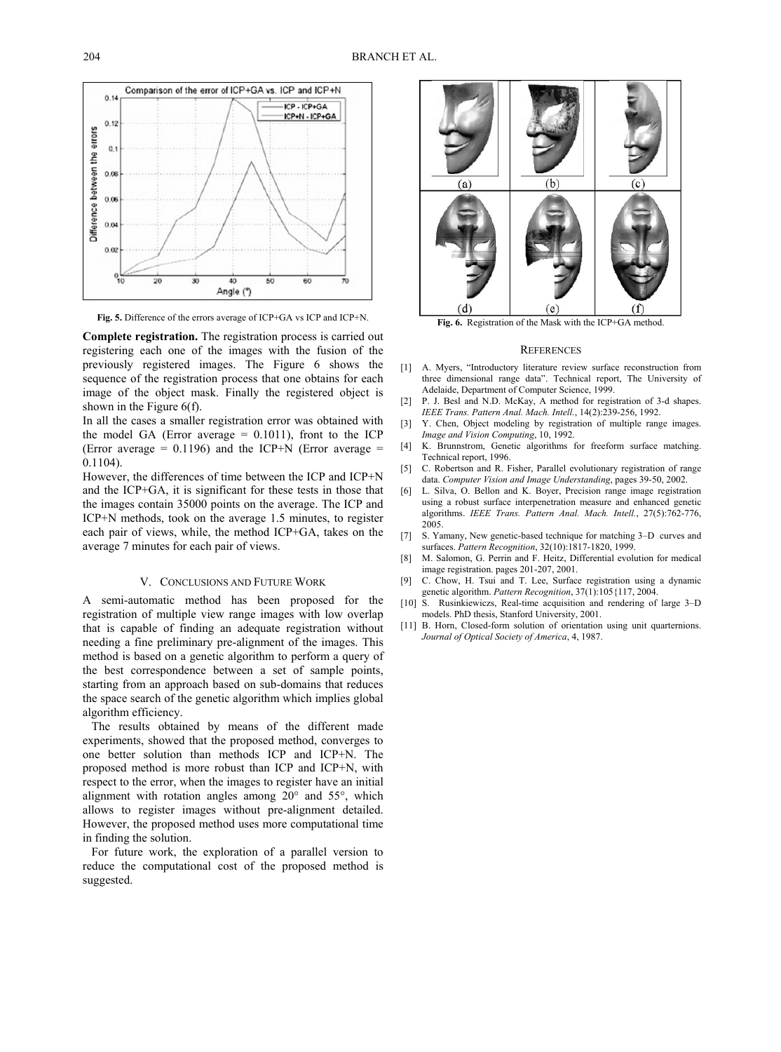Comparison of the error of ICP+GA vs. ICP and ICP+N

ICP - ICP+GA
ICP+N - ICP+GA

Difference between the errors

0.14
0.12
0.1
0.08
0.06
0.04
0.02
0

10 20 30 40 50 60 70

Angle (°)

**Fig. 5.** Difference of the errors average of ICP+GA vs ICP and ICP+N.

**Complete registration.** The registration process is carried out registering each one of the images with the fusion of the previously registered images. The Figure 6 shows the sequence of the registration process that one obtains for each image of the object mask. Finally the registered object is shown in the Figure 6(f).

In all the cases a smaller registration error was obtained with the model GA (Error average = 0.1011), front to the ICP (Error average = 0.1196) and the ICP+N (Error average = 0.1104).

However, the differences of time between the ICP and ICP+N and the ICP+GA, it is significant for these tests in those that the images contain 35000 points on the average. The ICP and ICP+N methods, took on the average 1.5 minutes, to register each pair of views, while, the method ICP+GA, takes on the average 7 minutes for each pair of views.

## V. Conclusions and Future Work

A semi-automatic method has been proposed for the registration of multiple view range images with low overlap that is capable of finding an adequate registration without needing a fine preliminary pre-alignment of the images. This method is based on a genetic algorithm to perform a query of the best correspondence between a set of sample points, starting from an approach based on sub-domains that reduces the space search of the genetic algorithm which implies global algorithm efficiency.

The results obtained by means of the different made experiments, showed that the proposed method, converges to one better solution than methods ICP and ICP+N. The proposed method is more robust than ICP and ICP+N, with respect to the error, when the images to register have an initial alignment with rotation angles among 20° and 55°, which allows to register images without pre-alignment detailed. However, the proposed method uses more computational time in finding the solution.

For future work, the exploration of a parallel version to reduce the computational cost of the proposed method is suggested.

(a) (b) (c)
(d) (e) (f)

**Fig. 6.** Registration of the Mask with the ICP+GA method.

## References

[1] A. Myers, "Introductory literature review surface reconstruction from three dimensional range data". Technical report, The University of Adelaide, Department of Computer Science, 1999.

[2] P. J. Besl and N.D. McKay, A method for registration of 3-d shapes. *IEEE Trans. Pattern Anal. Mach. Intell.*, 14(2):239-256, 1992.

[3] Y. Chen, Object modeling by registration of multiple range images. *Image and Vision Computing*, 10, 1992.

[4] K. Brunnstrom, Genetic algorithms for freeform surface matching. Technical report, 1996.

[5] C. Robertson and R. Fisher, Parallel evolutionary registration of range data. *Computer Vision and Image Understanding*, pages 39-50, 2002.

[6] L. Silva, O. Bellon and K. Boyer, Precision range image registration using a robust surface interpenetration measure and enhanced genetic algorithms. *IEEE Trans. Pattern Anal. Mach. Intell.*, 27(5):762-776, 2005.

[7] S. Yamany, New genetic-based technique for matching 3–D curves and surfaces. *Pattern Recognition*, 32(10):1817-1820, 1999.

[8] M. Salomon, G. Perrin and F. Heitz, Differential evolution for medical image registration. pages 201-207, 2001.

[9] C. Chow, H. Tsui and T. Lee, Surface registration using a dynamic genetic algorithm. *Pattern Recognition*, 37(1):105{117, 2004.

[10] S. Rusinkiewiczs, Real-time acquisition and rendering of large 3–D models. PhD thesis, Stanford University, 2001.

[11] B. Horn, Closed-form solution of orientation using unit quarternions. *Journal of Optical Society of America*, 4, 1987.